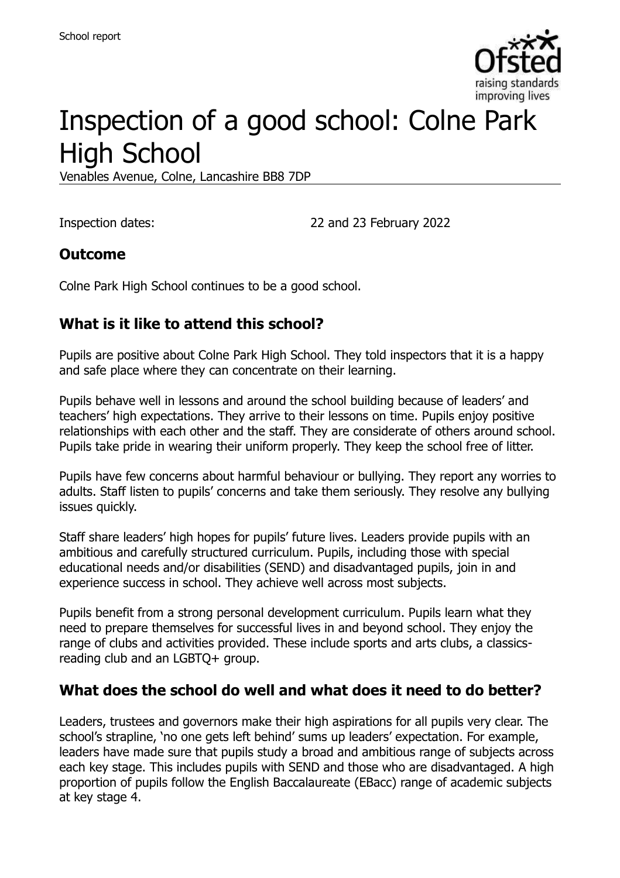School report

# Inspection of a good school: Colne Park High School

Venables Avenue, Colne, Lancashire BB8 7DP

Inspection dates: 22 and 23 February 2022

## Outcome

Colne Park High School continues to be a good school.

## What is it like to attend this school?

Pupils are positive about Colne Park High School. They told inspectors that it is a happy and safe place where they can concentrate on their learning.

Pupils behave well in lessons and around the school building because of leaders' and teachers' high expectations. They arrive to their lessons on time. Pupils enjoy positive relationships with each other and the staff. They are considerate of others around school. Pupils take pride in wearing their uniform properly. They keep the school free of litter.

Pupils have few concerns about harmful behaviour or bullying. They report any worries to adults. Staff listen to pupils' concerns and take them seriously. They resolve any bullying issues quickly.

Staff share leaders' high hopes for pupils' future lives. Leaders provide pupils with an ambitious and carefully structured curriculum. Pupils, including those with special educational needs and/or disabilities (SEND) and disadvantaged pupils, join in and experience success in school. They achieve well across most subjects.

Pupils benefit from a strong personal development curriculum. Pupils learn what they need to prepare themselves for successful lives in and beyond school. They enjoy the range of clubs and activities provided. These include sports and arts clubs, a classics-reading club and an LGBTQ+ group.

## What does the school do well and what does it need to do better?

Leaders, trustees and governors make their high aspirations for all pupils very clear. The school's strapline, 'no one gets left behind' sums up leaders' expectation. For example, leaders have made sure that pupils study a broad and ambitious range of subjects across each key stage. This includes pupils with SEND and those who are disadvantaged. A high proportion of pupils follow the English Baccalaureate (EBacc) range of academic subjects at key stage 4.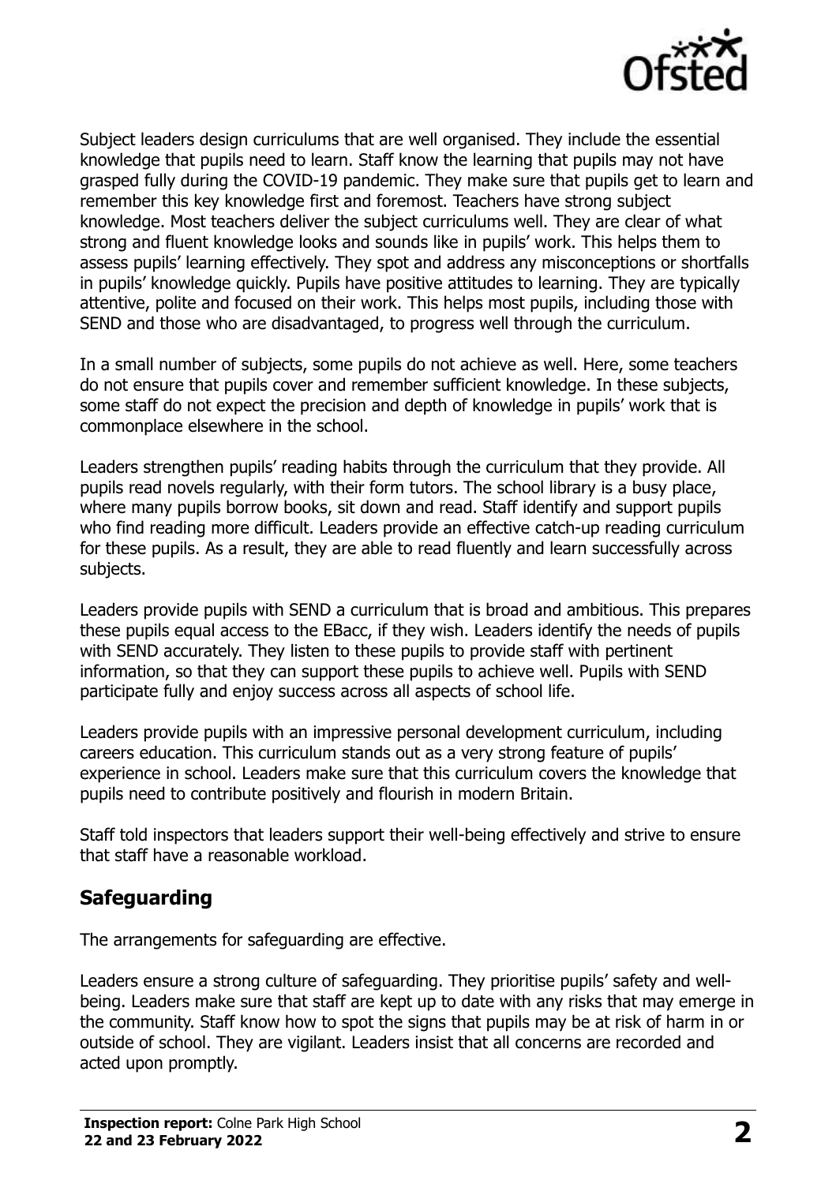Subject leaders design curriculums that are well organised. They include the essential knowledge that pupils need to learn. Staff know the learning that pupils may not have grasped fully during the COVID-19 pandemic. They make sure that pupils get to learn and remember this key knowledge first and foremost. Teachers have strong subject knowledge. Most teachers deliver the subject curriculums well. They are clear of what strong and fluent knowledge looks and sounds like in pupils' work. This helps them to assess pupils' learning effectively. They spot and address any misconceptions or shortfalls in pupils' knowledge quickly. Pupils have positive attitudes to learning. They are typically attentive, polite and focused on their work. This helps most pupils, including those with SEND and those who are disadvantaged, to progress well through the curriculum.

In a small number of subjects, some pupils do not achieve as well. Here, some teachers do not ensure that pupils cover and remember sufficient knowledge. In these subjects, some staff do not expect the precision and depth of knowledge in pupils' work that is commonplace elsewhere in the school.

Leaders strengthen pupils' reading habits through the curriculum that they provide. All pupils read novels regularly, with their form tutors. The school library is a busy place, where many pupils borrow books, sit down and read. Staff identify and support pupils who find reading more difficult. Leaders provide an effective catch-up reading curriculum for these pupils. As a result, they are able to read fluently and learn successfully across subjects.

Leaders provide pupils with SEND a curriculum that is broad and ambitious. This prepares these pupils equal access to the EBacc, if they wish. Leaders identify the needs of pupils with SEND accurately. They listen to these pupils to provide staff with pertinent information, so that they can support these pupils to achieve well. Pupils with SEND participate fully and enjoy success across all aspects of school life.

Leaders provide pupils with an impressive personal development curriculum, including careers education. This curriculum stands out as a very strong feature of pupils' experience in school. Leaders make sure that this curriculum covers the knowledge that pupils need to contribute positively and flourish in modern Britain.

Staff told inspectors that leaders support their well-being effectively and strive to ensure that staff have a reasonable workload.

## Safeguarding

The arrangements for safeguarding are effective.

Leaders ensure a strong culture of safeguarding. They prioritise pupils' safety and well-being. Leaders make sure that staff are kept up to date with any risks that may emerge in the community. Staff know how to spot the signs that pupils may be at risk of harm in or outside of school. They are vigilant. Leaders insist that all concerns are recorded and acted upon promptly.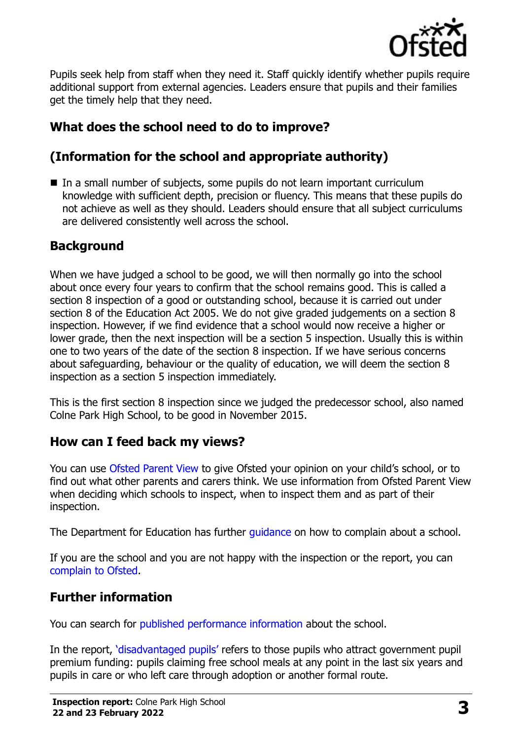Pupils seek help from staff when they need it. Staff quickly identify whether pupils require additional support from external agencies. Leaders ensure that pupils and their families get the timely help that they need.

## What does the school need to do to improve?

## (Information for the school and appropriate authority)

- In a small number of subjects, some pupils do not learn important curriculum knowledge with sufficient depth, precision or fluency. This means that these pupils do not achieve as well as they should. Leaders should ensure that all subject curriculums are delivered consistently well across the school.

## Background

When we have judged a school to be good, we will then normally go into the school about once every four years to confirm that the school remains good. This is called a section 8 inspection of a good or outstanding school, because it is carried out under section 8 of the Education Act 2005. We do not give graded judgements on a section 8 inspection. However, if we find evidence that a school would now receive a higher or lower grade, then the next inspection will be a section 5 inspection. Usually this is within one to two years of the date of the section 8 inspection. If we have serious concerns about safeguarding, behaviour or the quality of education, we will deem the section 8 inspection as a section 5 inspection immediately.

This is the first section 8 inspection since we judged the predecessor school, also named Colne Park High School, to be good in November 2015.

## How can I feed back my views?

You can use Ofsted Parent View to give Ofsted your opinion on your child's school, or to find out what other parents and carers think. We use information from Ofsted Parent View when deciding which schools to inspect, when to inspect them and as part of their inspection.

The Department for Education has further guidance on how to complain about a school.

If you are the school and you are not happy with the inspection or the report, you can complain to Ofsted.

## Further information

You can search for published performance information about the school.

In the report, 'disadvantaged pupils' refers to those pupils who attract government pupil premium funding: pupils claiming free school meals at any point in the last six years and pupils in care or who left care through adoption or another formal route.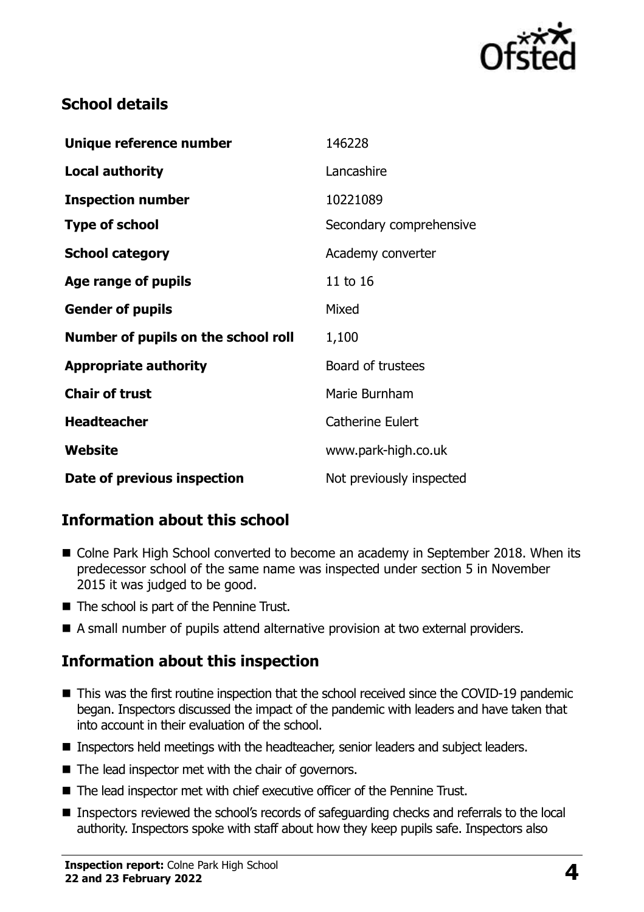## School details

| | |
|---|---|
| **Unique reference number** | 146228 |
| **Local authority** | Lancashire |
| **Inspection number** | 10221089 |
| **Type of school** | Secondary comprehensive |
| **School category** | Academy converter |
| **Age range of pupils** | 11 to 16 |
| **Gender of pupils** | Mixed |
| **Number of pupils on the school roll** | 1,100 |
| **Appropriate authority** | Board of trustees |
| **Chair of trust** | Marie Burnham |
| **Headteacher** | Catherine Eulert |
| **Website** | www.park-high.co.uk |
| **Date of previous inspection** | Not previously inspected |

## Information about this school

- Colne Park High School converted to become an academy in September 2018. When its predecessor school of the same name was inspected under section 5 in November 2015 it was judged to be good.
- The school is part of the Pennine Trust.
- A small number of pupils attend alternative provision at two external providers.

## Information about this inspection

- This was the first routine inspection that the school received since the COVID-19 pandemic began. Inspectors discussed the impact of the pandemic with leaders and have taken that into account in their evaluation of the school.
- Inspectors held meetings with the headteacher, senior leaders and subject leaders.
- The lead inspector met with the chair of governors.
- The lead inspector met with chief executive officer of the Pennine Trust.
- Inspectors reviewed the school's records of safeguarding checks and referrals to the local authority. Inspectors spoke with staff about how they keep pupils safe. Inspectors also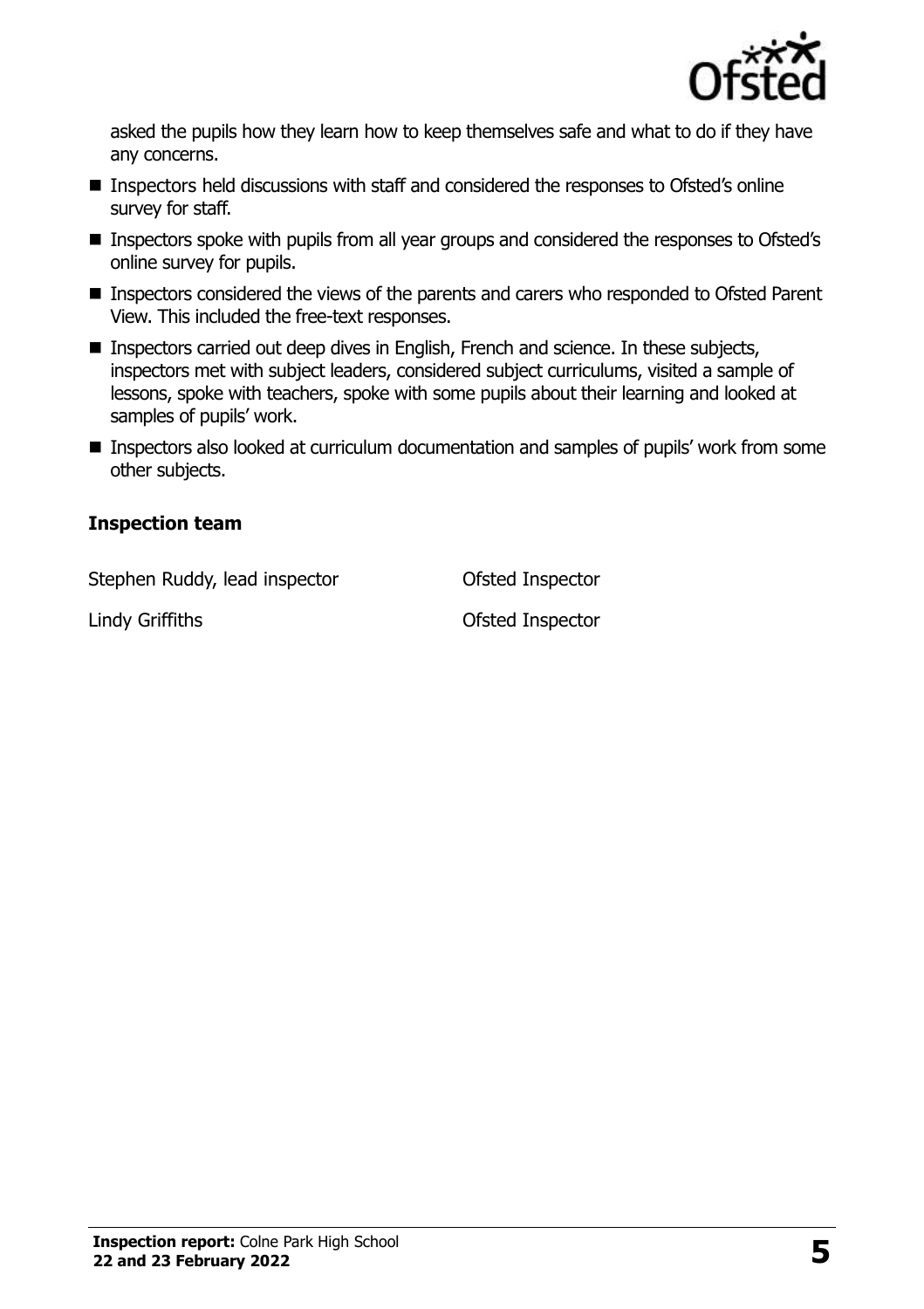asked the pupils how they learn how to keep themselves safe and what to do if they have any concerns.

- Inspectors held discussions with staff and considered the responses to Ofsted's online survey for staff.
- Inspectors spoke with pupils from all year groups and considered the responses to Ofsted's online survey for pupils.
- Inspectors considered the views of the parents and carers who responded to Ofsted Parent View. This included the free-text responses.
- Inspectors carried out deep dives in English, French and science. In these subjects, inspectors met with subject leaders, considered subject curriculums, visited a sample of lessons, spoke with teachers, spoke with some pupils about their learning and looked at samples of pupils' work.
- Inspectors also looked at curriculum documentation and samples of pupils' work from some other subjects.

### Inspection team

| | |
|---|---|
| Stephen Ruddy, lead inspector | Ofsted Inspector |
| Lindy Griffiths | Ofsted Inspector |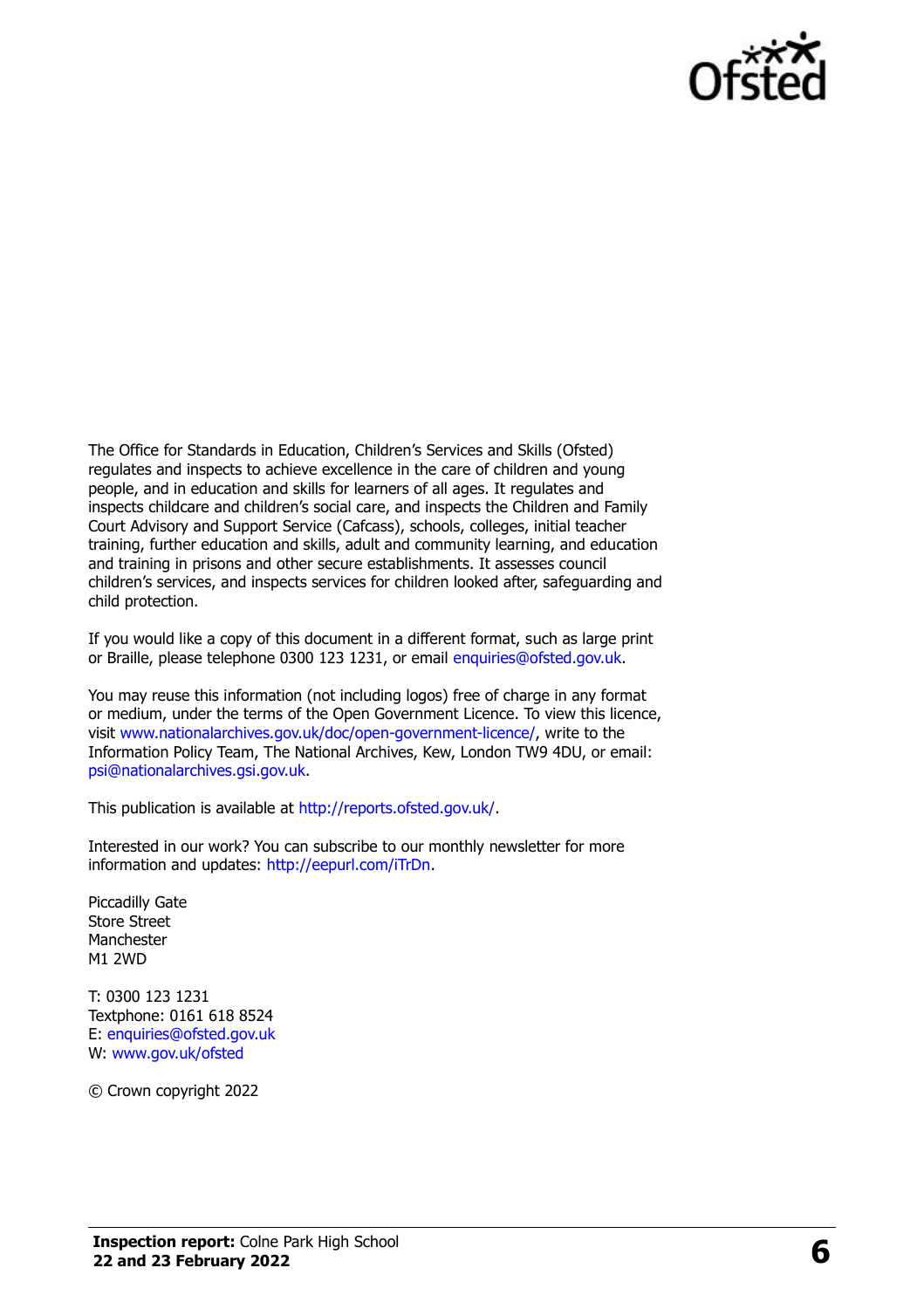The Office for Standards in Education, Children's Services and Skills (Ofsted) regulates and inspects to achieve excellence in the care of children and young people, and in education and skills for learners of all ages. It regulates and inspects childcare and children's social care, and inspects the Children and Family Court Advisory and Support Service (Cafcass), schools, colleges, initial teacher training, further education and skills, adult and community learning, and education and training in prisons and other secure establishments. It assesses council children's services, and inspects services for children looked after, safeguarding and child protection.

If you would like a copy of this document in a different format, such as large print or Braille, please telephone 0300 123 1231, or email enquiries@ofsted.gov.uk.

You may reuse this information (not including logos) free of charge in any format or medium, under the terms of the Open Government Licence. To view this licence, visit www.nationalarchives.gov.uk/doc/open-government-licence/, write to the Information Policy Team, The National Archives, Kew, London TW9 4DU, or email: psi@nationalarchives.gsi.gov.uk.

This publication is available at http://reports.ofsted.gov.uk/.

Interested in our work? You can subscribe to our monthly newsletter for more information and updates: http://eepurl.com/iTrDn.

Piccadilly Gate  
Store Street  
Manchester  
M1 2WD

T: 0300 123 1231  
Textphone: 0161 618 8524  
E: enquiries@ofsted.gov.uk  
W: www.gov.uk/ofsted

© Crown copyright 2022